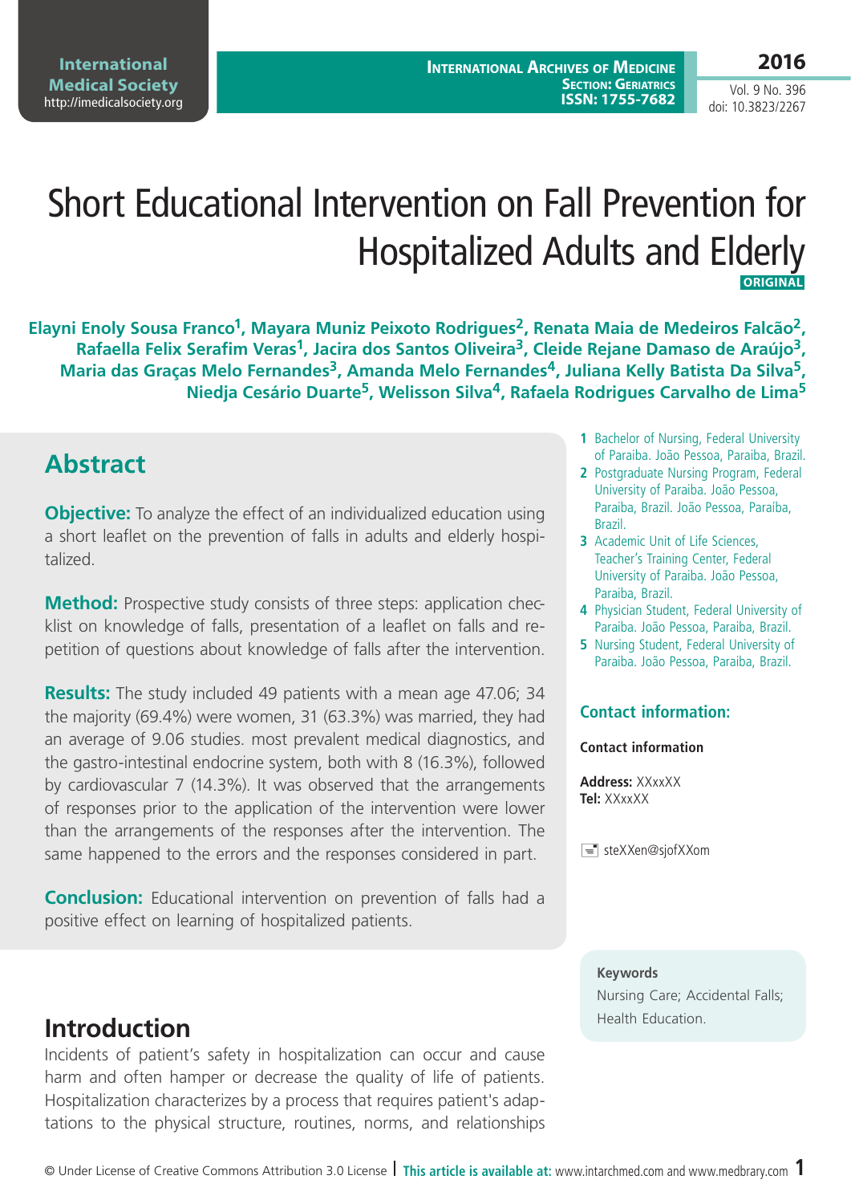# Short Educational Intervention on Fall Prevention for Hospitalized Adults and Elderly

**ORIGINAL**

**Elayni Enoly Sousa Franco[1], Mayara Muniz Peixoto Rodrigues[2], Renata Maia de Medeiros Falcão[2], Rafaella Felix Serafim Veras[1], Jacira dos Santos Oliveira[3], Cleide Rejane Damaso de Araújo[3], Maria das Graças Melo Fernandes[3], Amanda Melo Fernandes[4], Juliana Kelly Batista Da Silva[5], Niedja Cesário Duarte[5], Welisson Silva[4], Rafaela Rodrigues Carvalho de Lima[5]**

1 Bachelor of Nursing, Federal University of Paraiba. João Pessoa, Paraiba, Brazil.

2 Postgraduate Nursing Program, Federal University of Paraiba. João Pessoa, Paraiba, Brazil. João Pessoa, Paraíba, Brazil.

3 Academic Unit of Life Sciences, Teacher's Training Center, Federal University of Paraiba. João Pessoa, Paraiba, Brazil.

4 Physician Student, Federal University of Paraiba. João Pessoa, Paraiba, Brazil.

5 Nursing Student, Federal University of Paraiba. João Pessoa, Paraiba, Brazil.

## Abstract

**Objective:** To analyze the effect of an individualized education using a short leaflet on the prevention of falls in adults and elderly hospitalized.

**Method:** Prospective study consists of three steps: application checklist on knowledge of falls, presentation of a leaflet on falls and repetition of questions about knowledge of falls after the intervention.

**Results:** The study included 49 patients with a mean age 47.06; 34 the majority (69.4%) were women, 31 (63.3%) was married, they had an average of 9.06 studies. most prevalent medical diagnostics, and the gastro-intestinal endocrine system, both with 8 (16.3%), followed by cardiovascular 7 (14.3%). It was observed that the arrangements of responses prior to the application of the intervention were lower than the arrangements of the responses after the intervention. The same happened to the errors and the responses considered in part.

**Conclusion:** Educational intervention on prevention of falls had a positive effect on learning of hospitalized patients.

### Contact information:

**Contact information**

**Address:** XXxxXX
**Tel:** XXxxXX

steXXen@sjofXXom

**Keywords**

Nursing Care; Accidental Falls; Health Education.

## Introduction

Incidents of patient's safety in hospitalization can occur and cause harm and often hamper or decrease the quality of life of patients. Hospitalization characterizes by a process that requires patient's adaptations to the physical structure, routines, norms, and relationships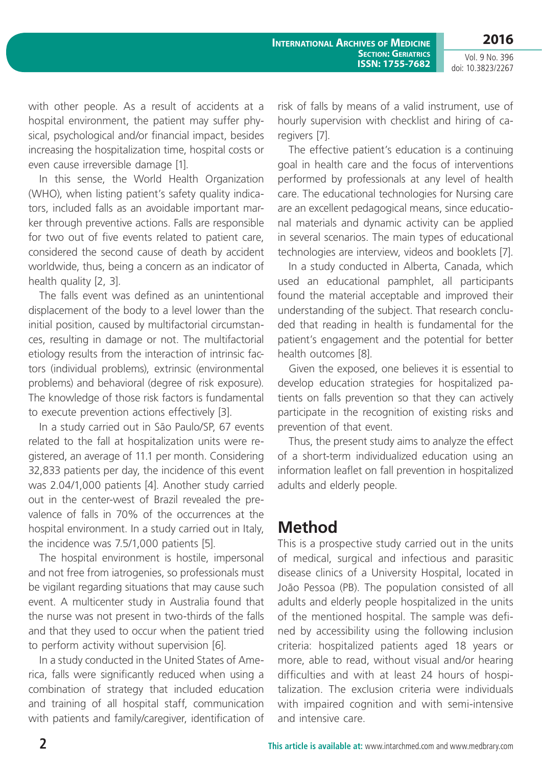with other people. As a result of accidents at a hospital environment, the patient may suffer physical, psychological and/or financial impact, besides increasing the hospitalization time, hospital costs or even cause irreversible damage [1].

In this sense, the World Health Organization (WHO), when listing patient's safety quality indicators, included falls as an avoidable important marker through preventive actions. Falls are responsible for two out of five events related to patient care, considered the second cause of death by accident worldwide, thus, being a concern as an indicator of health quality [2, 3].

The falls event was defined as an unintentional displacement of the body to a level lower than the initial position, caused by multifactorial circumstances, resulting in damage or not. The multifactorial etiology results from the interaction of intrinsic factors (individual problems), extrinsic (environmental problems) and behavioral (degree of risk exposure). The knowledge of those risk factors is fundamental to execute prevention actions effectively [3].

In a study carried out in São Paulo/SP, 67 events related to the fall at hospitalization units were registered, an average of 11.1 per month. Considering 32,833 patients per day, the incidence of this event was 2.04/1,000 patients [4]. Another study carried out in the center-west of Brazil revealed the prevalence of falls in 70% of the occurrences at the hospital environment. In a study carried out in Italy, the incidence was 7.5/1,000 patients [5].

The hospital environment is hostile, impersonal and not free from iatrogenies, so professionals must be vigilant regarding situations that may cause such event. A multicenter study in Australia found that the nurse was not present in two-thirds of the falls and that they used to occur when the patient tried to perform activity without supervision [6].

In a study conducted in the United States of America, falls were significantly reduced when using a combination of strategy that included education and training of all hospital staff, communication with patients and family/caregiver, identification of risk of falls by means of a valid instrument, use of hourly supervision with checklist and hiring of caregivers [7].

The effective patient's education is a continuing goal in health care and the focus of interventions performed by professionals at any level of health care. The educational technologies for Nursing care are an excellent pedagogical means, since educational materials and dynamic activity can be applied in several scenarios. The main types of educational technologies are interview, videos and booklets [7].

In a study conducted in Alberta, Canada, which used an educational pamphlet, all participants found the material acceptable and improved their understanding of the subject. That research concluded that reading in health is fundamental for the patient's engagement and the potential for better health outcomes [8].

Given the exposed, one believes it is essential to develop education strategies for hospitalized patients on falls prevention so that they can actively participate in the recognition of existing risks and prevention of that event.

Thus, the present study aims to analyze the effect of a short-term individualized education using an information leaflet on fall prevention in hospitalized adults and elderly people.

## Method

This is a prospective study carried out in the units of medical, surgical and infectious and parasitic disease clinics of a University Hospital, located in João Pessoa (PB). The population consisted of all adults and elderly people hospitalized in the units of the mentioned hospital. The sample was defined by accessibility using the following inclusion criteria: hospitalized patients aged 18 years or more, able to read, without visual and/or hearing difficulties and with at least 24 hours of hospitalization. The exclusion criteria were individuals with impaired cognition and with semi-intensive and intensive care.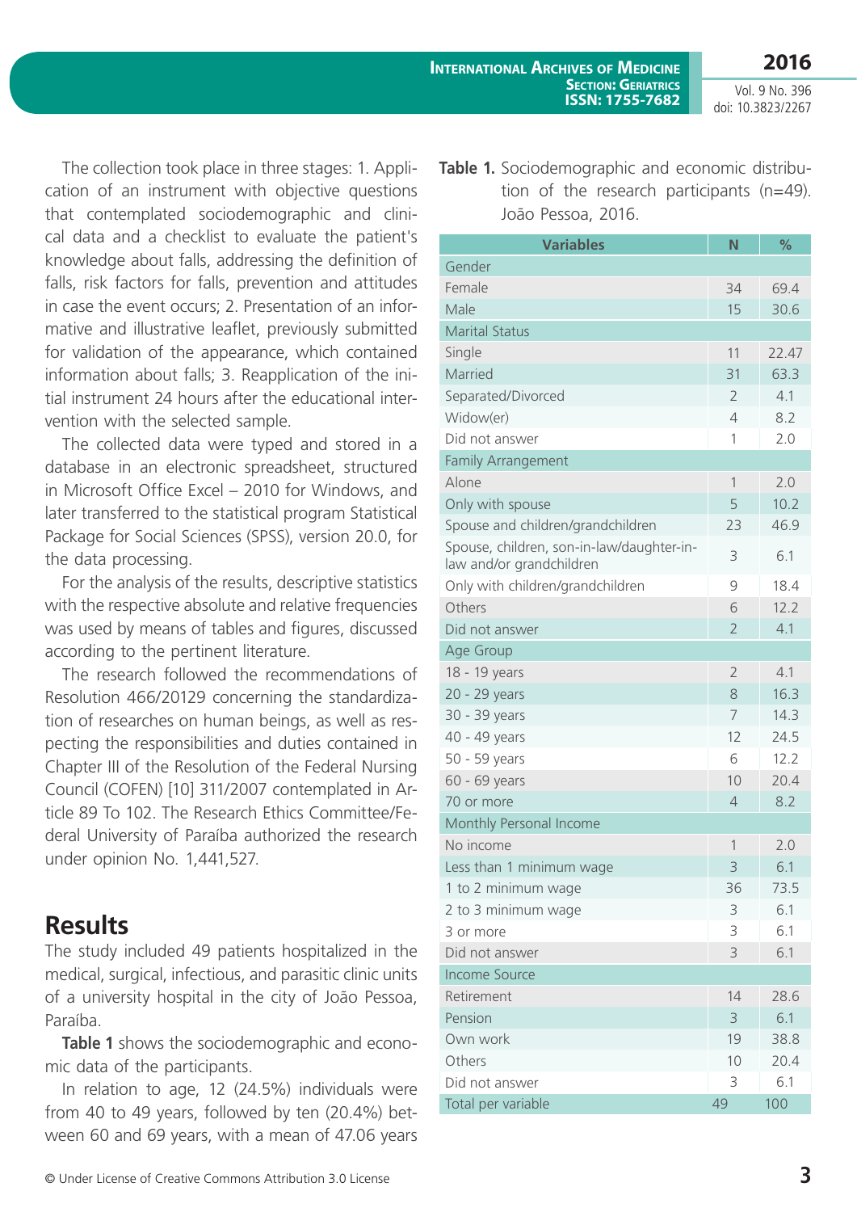The collection took place in three stages: 1. Application of an instrument with objective questions that contemplated sociodemographic and clinical data and a checklist to evaluate the patient's knowledge about falls, addressing the definition of falls, risk factors for falls, prevention and attitudes in case the event occurs; 2. Presentation of an informative and illustrative leaflet, previously submitted for validation of the appearance, which contained information about falls; 3. Reapplication of the initial instrument 24 hours after the educational intervention with the selected sample.

The collected data were typed and stored in a database in an electronic spreadsheet, structured in Microsoft Office Excel – 2010 for Windows, and later transferred to the statistical program Statistical Package for Social Sciences (SPSS), version 20.0, for the data processing.

For the analysis of the results, descriptive statistics with the respective absolute and relative frequencies was used by means of tables and figures, discussed according to the pertinent literature.

The research followed the recommendations of Resolution 466/20129 concerning the standardization of researches on human beings, as well as respecting the responsibilities and duties contained in Chapter III of the Resolution of the Federal Nursing Council (COFEN) [10] 311/2007 contemplated in Article 89 To 102. The Research Ethics Committee/Federal University of Paraíba authorized the research under opinion No. 1,441,527.

## Results

The study included 49 patients hospitalized in the medical, surgical, infectious, and parasitic clinic units of a university hospital in the city of João Pessoa, Paraíba.

**Table 1** shows the sociodemographic and economic data of the participants.

In relation to age, 12 (24.5%) individuals were from 40 to 49 years, followed by ten (20.4%) between 60 and 69 years, with a mean of 47.06 years

**Table 1.** Sociodemographic and economic distribution of the research participants (n=49). João Pessoa, 2016.

| Variables | N | % |
|---|---|---|
| Gender | | |
| Female | 34 | 69.4 |
| Male | 15 | 30.6 |
| Marital Status | | |
| Single | 11 | 22.47 |
| Married | 31 | 63.3 |
| Separated/Divorced | 2 | 4.1 |
| Widow(er) | 4 | 8.2 |
| Did not answer | 1 | 2.0 |
| Family Arrangement | | |
| Alone | 1 | 2.0 |
| Only with spouse | 5 | 10.2 |
| Spouse and children/grandchildren | 23 | 46.9 |
| Spouse, children, son-in-law/daughter-in-law and/or grandchildren | 3 | 6.1 |
| Only with children/grandchildren | 9 | 18.4 |
| Others | 6 | 12.2 |
| Did not answer | 2 | 4.1 |
| Age Group | | |
| 18 - 19 years | 2 | 4.1 |
| 20 - 29 years | 8 | 16.3 |
| 30 - 39 years | 7 | 14.3 |
| 40 - 49 years | 12 | 24.5 |
| 50 - 59 years | 6 | 12.2 |
| 60 - 69 years | 10 | 20.4 |
| 70 or more | 4 | 8.2 |
| Monthly Personal Income | | |
| No income | 1 | 2.0 |
| Less than 1 minimum wage | 3 | 6.1 |
| 1 to 2 minimum wage | 36 | 73.5 |
| 2 to 3 minimum wage | 3 | 6.1 |
| 3 or more | 3 | 6.1 |
| Did not answer | 3 | 6.1 |
| Income Source | | |
| Retirement | 14 | 28.6 |
| Pension | 3 | 6.1 |
| Own work | 19 | 38.8 |
| Others | 10 | 20.4 |
| Did not answer | 3 | 6.1 |
| Total per variable | 49 | 100 |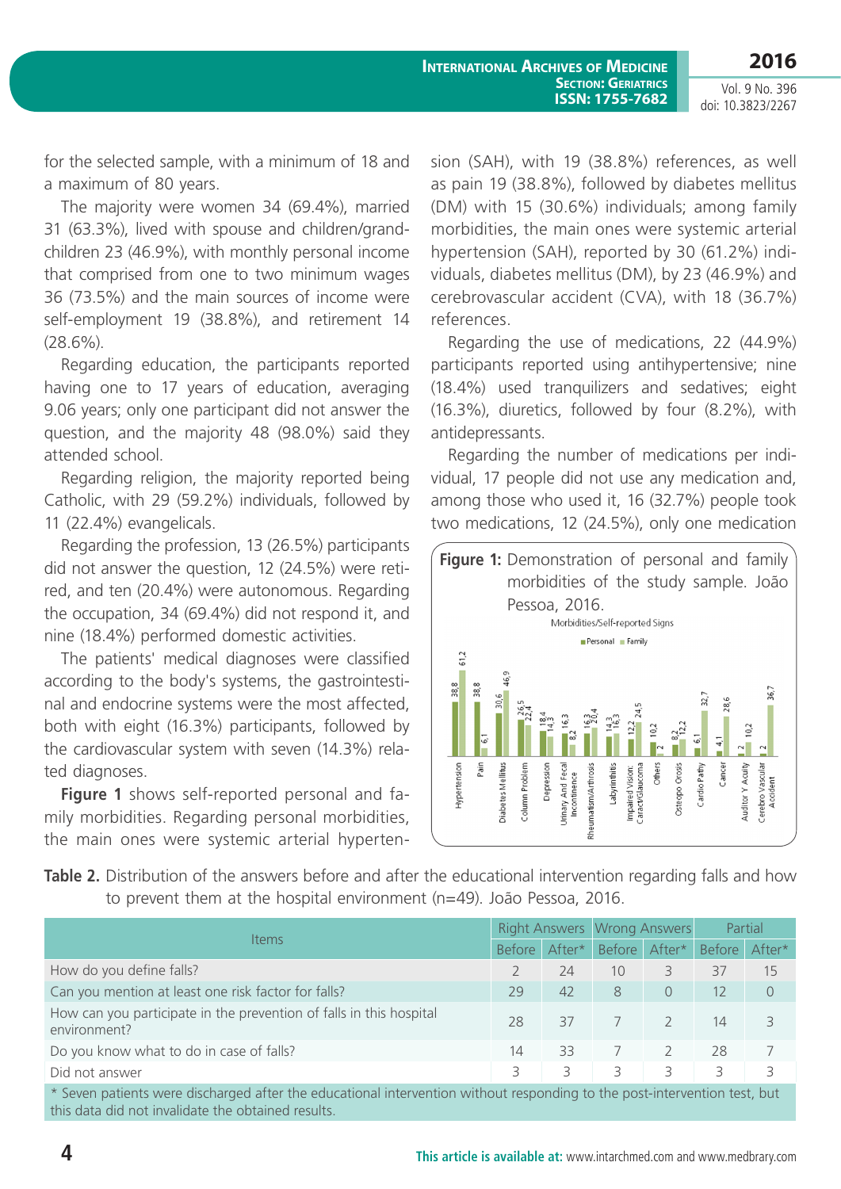for the selected sample, with a minimum of 18 and a maximum of 80 years.

The majority were women 34 (69.4%), married 31 (63.3%), lived with spouse and children/grandchildren 23 (46.9%), with monthly personal income that comprised from one to two minimum wages 36 (73.5%) and the main sources of income were self-employment 19 (38.8%), and retirement 14 (28.6%).

Regarding education, the participants reported having one to 17 years of education, averaging 9.06 years; only one participant did not answer the question, and the majority 48 (98.0%) said they attended school.

Regarding religion, the majority reported being Catholic, with 29 (59.2%) individuals, followed by 11 (22.4%) evangelicals.

Regarding the profession, 13 (26.5%) participants did not answer the question, 12 (24.5%) were retired, and ten (20.4%) were autonomous. Regarding the occupation, 34 (69.4%) did not respond it, and nine (18.4%) performed domestic activities.

The patients' medical diagnoses were classified according to the body's systems, the gastrointestinal and endocrine systems were the most affected, both with eight (16.3%) participants, followed by the cardiovascular system with seven (14.3%) related diagnoses.

**Figure 1** shows self-reported personal and family morbidities. Regarding personal morbidities, the main ones were systemic arterial hypertension (SAH), with 19 (38.8%) references, as well as pain 19 (38.8%), followed by diabetes mellitus (DM) with 15 (30.6%) individuals; among family morbidities, the main ones were systemic arterial hypertension (SAH), reported by 30 (61.2%) individuals, diabetes mellitus (DM), by 23 (46.9%) and cerebrovascular accident (CVA), with 18 (36.7%) references.

Regarding the use of medications, 22 (44.9%) participants reported using antihypertensive; nine (18.4%) used tranquilizers and sedatives; eight (16.3%), diuretics, followed by four (8.2%), with antidepressants.

Regarding the number of medications per individual, 17 people did not use any medication and, among those who used it, 16 (32.7%) people took two medications, 12 (24.5%), only one medication

**Figure 1:** Demonstration of personal and family morbidities of the study sample. João Pessoa, 2016.

Morbidities/Self-reported Signs

| Morbidity | Personal | Family |
|---|---|---|
| Hypertension | 38,8 | 61,2 |
| Pain | 38,8 | 6,1 |
| Diabetes Mellitus | 30,6 | 46,9 |
| Column Problem | 26,5 | 22,4 |
| Depression | 18,4 | 14,3 |
| Urinary And Fecal Incontinence | 16,3 | 8,2 |
| Rheumatism/Arthrosis | 16,3 | 20,4 |
| Labyrinthitis | 14,3 | 16,3 |
| Impaired Vision: Caract/Glaucoma | 12,2 | 24,5 |
| Others | 10,2 | 2 |
| Osteopo Orosis | 8,2 | 12,2 |
| Cardio Pathy | 6,1 | 32,7 |
| Cancer | 4,1 | 28,6 |
| Auditor Y Acuity | 2 | 10,2 |
| Cerebro Vascular Accident | 2 | 36,7 |

**Table 2.** Distribution of the answers before and after the educational intervention regarding falls and how to prevent them at the hospital environment (n=49). João Pessoa, 2016.

| Items | Right Answers | | Wrong Answers | | Partial | |
|---|---|---|---|---|---|---|
| | Before | After* | Before | After* | Before | After* |
| How do you define falls? | 2 | 24 | 10 | 3 | 37 | 15 |
| Can you mention at least one risk factor for falls? | 29 | 42 | 8 | 0 | 12 | 0 |
| How can you participate in the prevention of falls in this hospital environment? | 28 | 37 | 7 | 2 | 14 | 3 |
| Do you know what to do in case of falls? | 14 | 33 | 7 | 2 | 28 | 7 |
| Did not answer | 3 | 3 | 3 | 3 | 3 | 3 |

\* Seven patients were discharged after the educational intervention without responding to the post-intervention test, but this data did not invalidate the obtained results.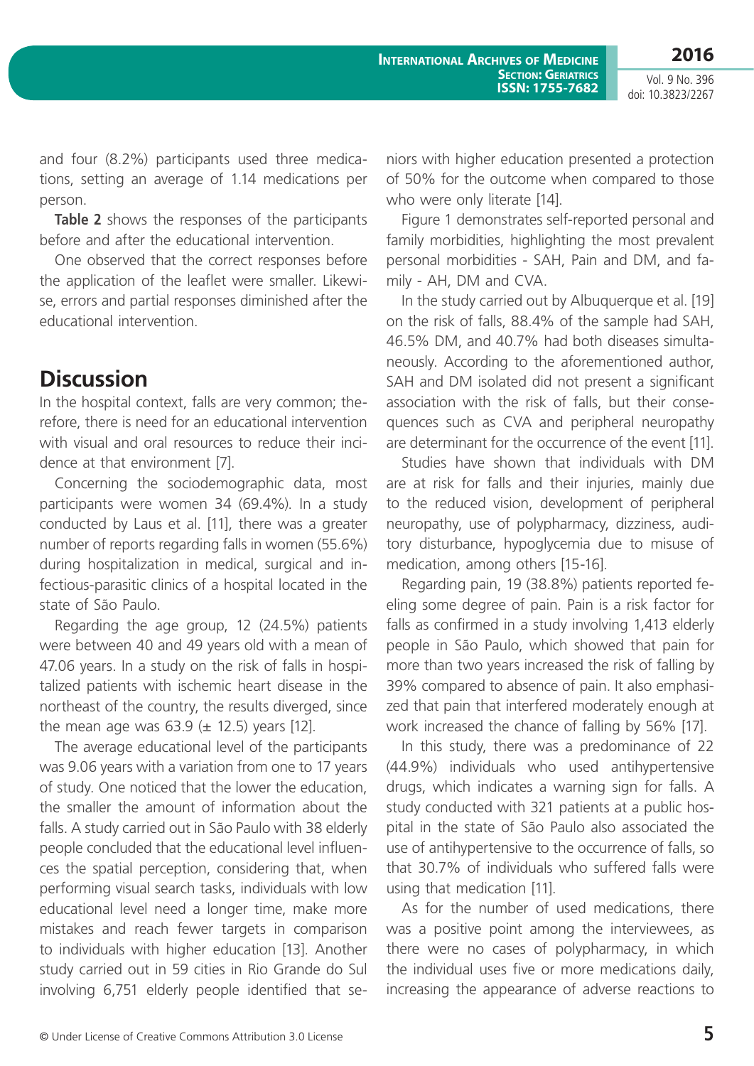and four (8.2%) participants used three medications, setting an average of 1.14 medications per person.

**Table 2** shows the responses of the participants before and after the educational intervention.

One observed that the correct responses before the application of the leaflet were smaller. Likewise, errors and partial responses diminished after the educational intervention.

## Discussion

In the hospital context, falls are very common; therefore, there is need for an educational intervention with visual and oral resources to reduce their incidence at that environment [7].

Concerning the sociodemographic data, most participants were women 34 (69.4%). In a study conducted by Laus et al. [11], there was a greater number of reports regarding falls in women (55.6%) during hospitalization in medical, surgical and infectious-parasitic clinics of a hospital located in the state of São Paulo.

Regarding the age group, 12 (24.5%) patients were between 40 and 49 years old with a mean of 47.06 years. In a study on the risk of falls in hospitalized patients with ischemic heart disease in the northeast of the country, the results diverged, since the mean age was 63.9 (± 12.5) years [12].

The average educational level of the participants was 9.06 years with a variation from one to 17 years of study. One noticed that the lower the education, the smaller the amount of information about the falls. A study carried out in São Paulo with 38 elderly people concluded that the educational level influences the spatial perception, considering that, when performing visual search tasks, individuals with low educational level need a longer time, make more mistakes and reach fewer targets in comparison to individuals with higher education [13]. Another study carried out in 59 cities in Rio Grande do Sul involving 6,751 elderly people identified that seniors with higher education presented a protection of 50% for the outcome when compared to those who were only literate [14].

Figure 1 demonstrates self-reported personal and family morbidities, highlighting the most prevalent personal morbidities - SAH, Pain and DM, and family - AH, DM and CVA.

In the study carried out by Albuquerque et al. [19] on the risk of falls, 88.4% of the sample had SAH, 46.5% DM, and 40.7% had both diseases simultaneously. According to the aforementioned author, SAH and DM isolated did not present a significant association with the risk of falls, but their consequences such as CVA and peripheral neuropathy are determinant for the occurrence of the event [11].

Studies have shown that individuals with DM are at risk for falls and their injuries, mainly due to the reduced vision, development of peripheral neuropathy, use of polypharmacy, dizziness, auditory disturbance, hypoglycemia due to misuse of medication, among others [15-16].

Regarding pain, 19 (38.8%) patients reported feeling some degree of pain. Pain is a risk factor for falls as confirmed in a study involving 1,413 elderly people in São Paulo, which showed that pain for more than two years increased the risk of falling by 39% compared to absence of pain. It also emphasized that pain that interfered moderately enough at work increased the chance of falling by 56% [17].

In this study, there was a predominance of 22 (44.9%) individuals who used antihypertensive drugs, which indicates a warning sign for falls. A study conducted with 321 patients at a public hospital in the state of São Paulo also associated the use of antihypertensive to the occurrence of falls, so that 30.7% of individuals who suffered falls were using that medication [11].

As for the number of used medications, there was a positive point among the interviewees, as there were no cases of polypharmacy, in which the individual uses five or more medications daily, increasing the appearance of adverse reactions to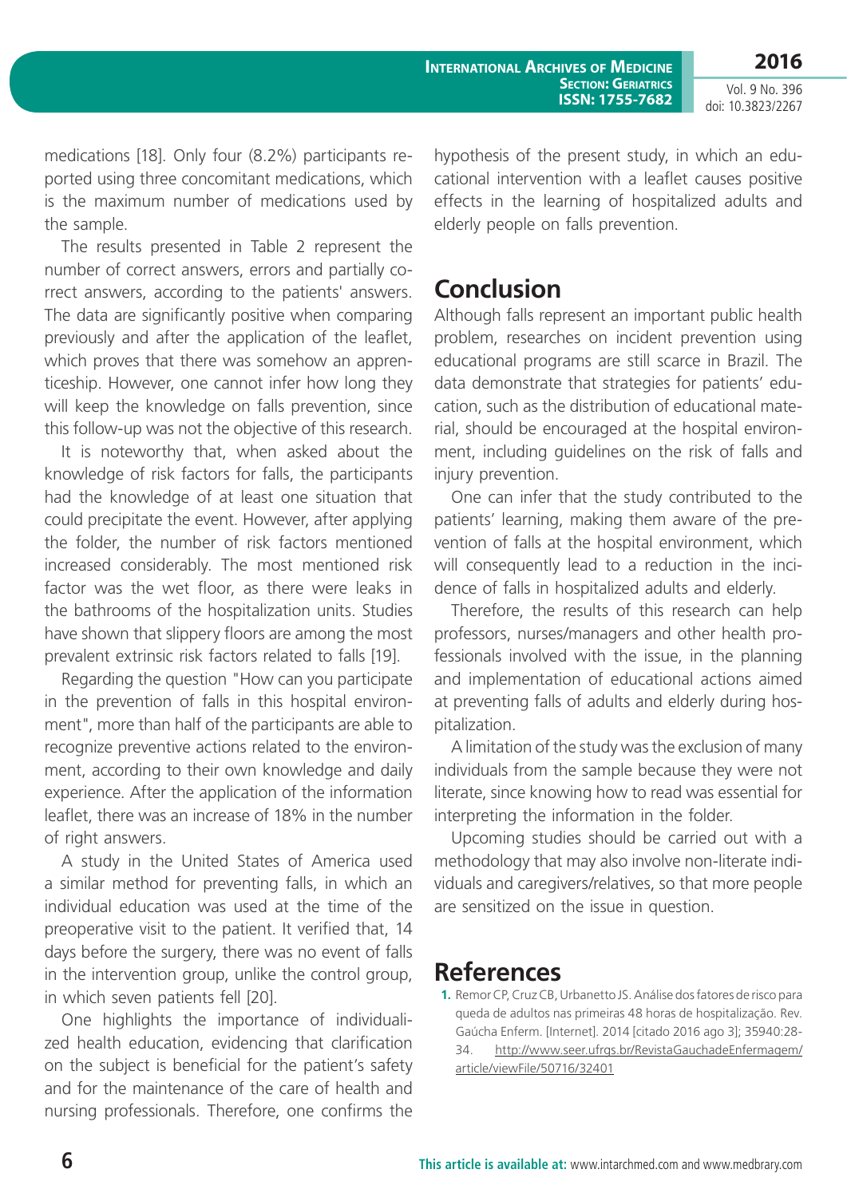medications [18]. Only four (8.2%) participants reported using three concomitant medications, which is the maximum number of medications used by the sample.

The results presented in Table 2 represent the number of correct answers, errors and partially correct answers, according to the patients' answers. The data are significantly positive when comparing previously and after the application of the leaflet, which proves that there was somehow an apprenticeship. However, one cannot infer how long they will keep the knowledge on falls prevention, since this follow-up was not the objective of this research.

It is noteworthy that, when asked about the knowledge of risk factors for falls, the participants had the knowledge of at least one situation that could precipitate the event. However, after applying the folder, the number of risk factors mentioned increased considerably. The most mentioned risk factor was the wet floor, as there were leaks in the bathrooms of the hospitalization units. Studies have shown that slippery floors are among the most prevalent extrinsic risk factors related to falls [19].

Regarding the question "How can you participate in the prevention of falls in this hospital environment", more than half of the participants are able to recognize preventive actions related to the environment, according to their own knowledge and daily experience. After the application of the information leaflet, there was an increase of 18% in the number of right answers.

A study in the United States of America used a similar method for preventing falls, in which an individual education was used at the time of the preoperative visit to the patient. It verified that, 14 days before the surgery, there was no event of falls in the intervention group, unlike the control group, in which seven patients fell [20].

One highlights the importance of individualized health education, evidencing that clarification on the subject is beneficial for the patient's safety and for the maintenance of the care of health and nursing professionals. Therefore, one confirms the hypothesis of the present study, in which an educational intervention with a leaflet causes positive effects in the learning of hospitalized adults and elderly people on falls prevention.

## Conclusion

Although falls represent an important public health problem, researches on incident prevention using educational programs are still scarce in Brazil. The data demonstrate that strategies for patients' education, such as the distribution of educational material, should be encouraged at the hospital environment, including guidelines on the risk of falls and injury prevention.

One can infer that the study contributed to the patients' learning, making them aware of the prevention of falls at the hospital environment, which will consequently lead to a reduction in the incidence of falls in hospitalized adults and elderly.

Therefore, the results of this research can help professors, nurses/managers and other health professionals involved with the issue, in the planning and implementation of educational actions aimed at preventing falls of adults and elderly during hospitalization.

A limitation of the study was the exclusion of many individuals from the sample because they were not literate, since knowing how to read was essential for interpreting the information in the folder.

Upcoming studies should be carried out with a methodology that may also involve non-literate individuals and caregivers/relatives, so that more people are sensitized on the issue in question.

## References

1. Remor CP, Cruz CB, Urbanetto JS. Análise dos fatores de risco para queda de adultos nas primeiras 48 horas de hospitalização. Rev. Gaúcha Enferm. [Internet]. 2014 [citado 2016 ago 3]; 35940:28-34. http://www.seer.ufrgs.br/RevistaGauchadeEnfermagem/article/viewFile/50716/32401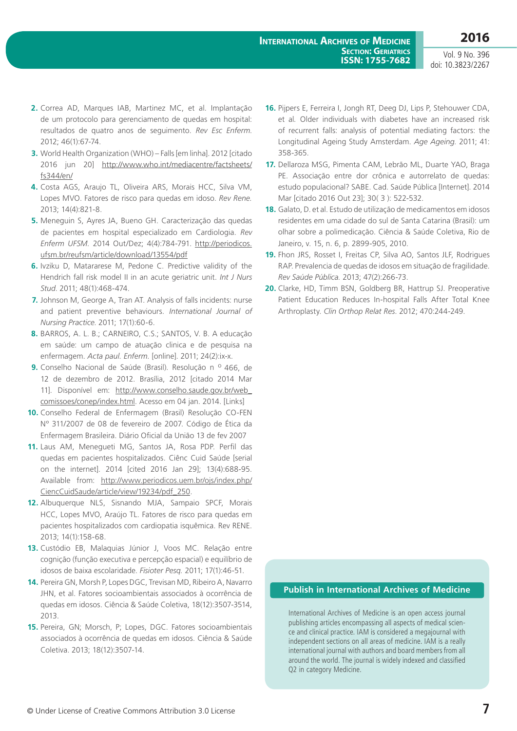2. Correa AD, Marques IAB, Martinez MC, et al. Implantação de um protocolo para gerenciamento de quedas em hospital: resultados de quatro anos de seguimento. *Rev Esc Enferm.* 2012; 46(1):67-74.
3. World Health Organization (WHO) – Falls [em linha]. 2012 [citado 2016 jun 20] http://www.who.int/mediacentre/factsheets/fs344/en/
4. Costa AGS, Araujo TL, Oliveira ARS, Morais HCC, Silva VM, Lopes MVO. Fatores de risco para quedas em idoso. *Rev Rene.* 2013; 14(4):821-8.
5. Meneguin S, Ayres JA, Bueno GH. Caracterização das quedas de pacientes em hospital especializado em Cardiologia. *Rev Enferm UFSM.* 2014 Out/Dez; 4(4):784-791. http://periodicos.ufsm.br/reufsm/article/download/13554/pdf
6. Ivziku D, Matararese M, Pedone C. Predictive validity of the Hendrich fall risk model II in an acute geriatric unit. *Int J Nurs Stud.* 2011; 48(1):468-474.
7. Johnson M, George A, Tran AT. Analysis of falls incidents: nurse and patient preventive behaviours. *International Journal of Nursing Practice.* 2011; 17(1):60-6.
8. BARROS, A. L. B.; CARNEIRO, C.S.; SANTOS, V. B. A educação em saúde: um campo de atuação clinica e de pesquisa na enfermagem. *Acta paul. Enferm.* [online]. 2011; 24(2):ix-x.
9. Conselho Nacional de Saúde (Brasil). Resolução n º 466, de 12 de dezembro de 2012. Brasília, 2012 [citado 2014 Mar 11]. Disponível em: http://www.conselho.saude.gov.br/web_comissoes/conep/index.html. Acesso em 04 jan. 2014. [Links]
10. Conselho Federal de Enfermagem (Brasil) Resolução CO-FEN Nº 311/2007 de 08 de fevereiro de 2007. Código de Ética da Enfermagem Brasileira. Diário Oficial da União 13 de fev 2007
11. Laus AM, Menegueti MG, Santos JA, Rosa PDP. Perfil das quedas em pacientes hospitalizados. Ciênc Cuid Saúde [serial on the internet]. 2014 [cited 2016 Jan 29]; 13(4):688-95. Available from: http://www.periodicos.uem.br/ojs/index.php/CiencCuidSaude/article/view/19234/pdf_250.
12. Albuquerque NLS, Sisnando MJA, Sampaio SPCF, Morais HCC, Lopes MVO, Araújo TL. Fatores de risco para quedas em pacientes hospitalizados com cardiopatia isquêmica. Rev RENE. 2013; 14(1):158-68.
13. Custódio EB, Malaquias Júnior J, Voos MC. Relação entre cognição (função executiva e percepção espacial) e equilíbrio de idosos de baixa escolaridade. *Fisioter Pesq.* 2011; 17(1):46-51.
14. Pereira GN, Morsh P, Lopes DGC, Trevisan MD, Ribeiro A, Navarro JHN, et al. Fatores socioambientais associados à ocorrência de quedas em idosos. Ciência & Saúde Coletiva, 18(12):3507-3514, 2013.
15. Pereira, GN; Morsch, P; Lopes, DGC. Fatores socioambientais associados à ocorrência de quedas em idosos. Ciência & Saúde Coletiva. 2013; 18(12):3507-14.
16. Pijpers E, Ferreira I, Jongh RT, Deeg DJ, Lips P, Stehouwer CDA, et al. Older individuals with diabetes have an increased risk of recurrent falls: analysis of potential mediating factors: the Longitudinal Ageing Study Amsterdam. *Age Ageing.* 2011; 41: 358-365.
17. Dellaroza MSG, Pimenta CAM, Lebrão ML, Duarte YAO, Braga PE. Associação entre dor crônica e autorrelato de quedas: estudo populacional? SABE. Cad. Saúde Pública [Internet]. 2014 Mar [citado 2016 Out 23]; 30( 3 ): 522-532.
18. Galato, D. et al. Estudo de utilização de medicamentos em idosos residentes em uma cidade do sul de Santa Catarina (Brasil): um olhar sobre a polimedicação. Ciência & Saúde Coletiva, Rio de Janeiro, v. 15, n. 6, p. 2899-905, 2010.
19. Fhon JRS, Rosset I, Freitas CP, Silva AO, Santos JLF, Rodrigues RAP. Prevalencia de quedas de idosos em situação de fragilidade. *Rev Saúde Pública.* 2013; 47(2):266-73.
20. Clarke, HD, Timm BSN, Goldberg BR, Hattrup SJ. Preoperative Patient Education Reduces In-hospital Falls After Total Knee Arthroplasty. *Clin Orthop Relat Res.* 2012; 470:244-249.

**Publish in International Archives of Medicine**

International Archives of Medicine is an open access journal publishing articles encompassing all aspects of medical science and clinical practice. IAM is considered a megajournal with independent sections on all areas of medicine. IAM is a really international journal with authors and board members from all around the world. The journal is widely indexed and classified Q2 in category Medicine.